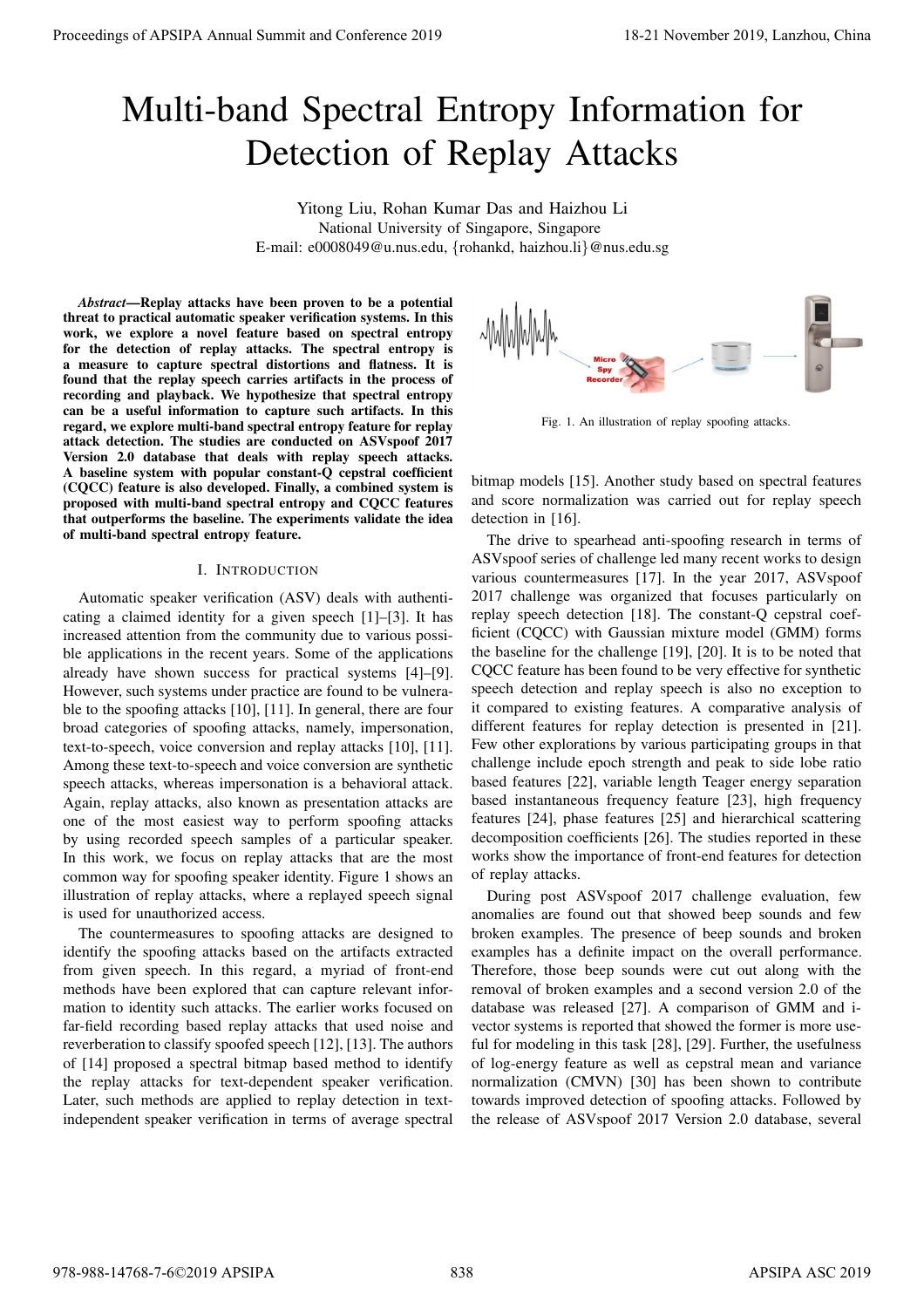# Multi-band Spectral Entropy Information for Detection of Replay Attacks

Yitong Liu, Rohan Kumar Das and Haizhou Li
National University of Singapore, Singapore
E-mail: e0008049@u.nus.edu, {rohankd, haizhou.li}@nus.edu.sg

***Abstract*—Replay attacks have been proven to be a potential threat to practical automatic speaker verification systems. In this work, we explore a novel feature based on spectral entropy for the detection of replay attacks. The spectral entropy is a measure to capture spectral distortions and flatness. It is found that the replay speech carries artifacts in the process of recording and playback. We hypothesize that spectral entropy can be a useful information to capture such artifacts. In this regard, we explore multi-band spectral entropy feature for replay attack detection. The studies are conducted on ASVspoof 2017 Version 2.0 database that deals with replay speech attacks. A baseline system with popular constant-Q cepstral coefficient (CQCC) feature is also developed. Finally, a combined system is proposed with multi-band spectral entropy and CQCC features that outperforms the baseline. The experiments validate the idea of multi-band spectral entropy feature.**

## I. Introduction

Automatic speaker verification (ASV) deals with authenticating a claimed identity for a given speech [1]–[3]. It has increased attention from the community due to various possible applications in the recent years. Some of the applications already have shown success for practical systems [4]–[9]. However, such systems under practice are found to be vulnerable to the spoofing attacks [10], [11]. In general, there are four broad categories of spoofing attacks, namely, impersonation, text-to-speech, voice conversion and replay attacks [10], [11]. Among these text-to-speech and voice conversion are synthetic speech attacks, whereas impersonation is a behavioral attack. Again, replay attacks, also known as presentation attacks are one of the most easiest way to perform spoofing attacks by using recorded speech samples of a particular speaker. In this work, we focus on replay attacks that are the most common way for spoofing speaker identity. Figure 1 shows an illustration of replay attacks, where a replayed speech signal is used for unauthorized access.

The countermeasures to spoofing attacks are designed to identify the spoofing attacks based on the artifacts extracted from given speech. In this regard, a myriad of front-end methods have been explored that can capture relevant information to identity such attacks. The earlier works focused on far-field recording based replay attacks that used noise and reverberation to classify spoofed speech [12], [13]. The authors of [14] proposed a spectral bitmap based method to identify the replay attacks for text-dependent speaker verification. Later, such methods are applied to replay detection in text-independent speaker verification in terms of average spectral bitmap models [15]. Another study based on spectral features and score normalization was carried out for replay speech detection in [16].

Fig. 1. An illustration of replay spoofing attacks.

The drive to spearhead anti-spoofing research in terms of ASVspoof series of challenge led many recent works to design various countermeasures [17]. In the year 2017, ASVspoof 2017 challenge was organized that focuses particularly on replay speech detection [18]. The constant-Q cepstral coefficient (CQCC) with Gaussian mixture model (GMM) forms the baseline for the challenge [19], [20]. It is to be noted that CQCC feature has been found to be very effective for synthetic speech detection and replay speech is also no exception to it compared to existing features. A comparative analysis of different features for replay detection is presented in [21]. Few other explorations by various participating groups in that challenge include epoch strength and peak to side lobe ratio based features [22], variable length Teager energy separation based instantaneous frequency feature [23], high frequency features [24], phase features [25] and hierarchical scattering decomposition coefficients [26]. The studies reported in these works show the importance of front-end features for detection of replay attacks.

During post ASVspoof 2017 challenge evaluation, few anomalies are found out that showed beep sounds and few broken examples. The presence of beep sounds and broken examples has a definite impact on the overall performance. Therefore, those beep sounds were cut out along with the removal of broken examples and a second version 2.0 of the database was released [27]. A comparison of GMM and i-vector systems is reported that showed the former is more useful for modeling in this task [28], [29]. Further, the usefulness of log-energy feature as well as cepstral mean and variance normalization (CMVN) [30] have been shown to contribute towards improved detection of spoofing attacks. Followed by the release of ASVspoof 2017 Version 2.0 database, several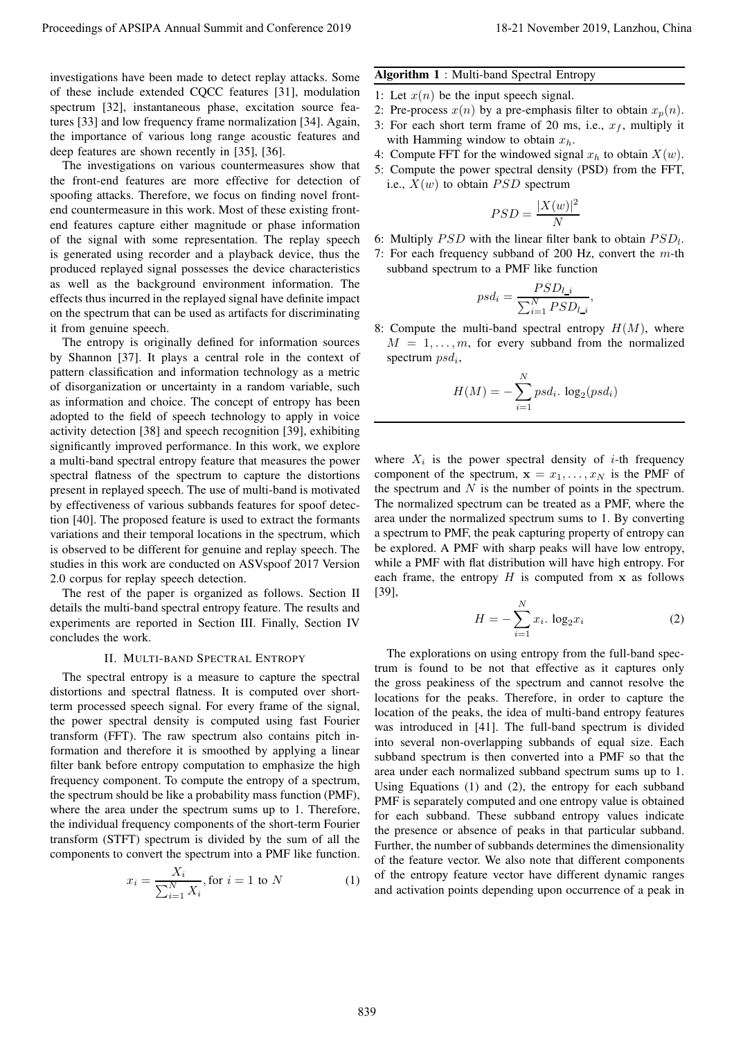investigations have been made to detect replay attacks. Some of these include extended CQCC features [31], modulation spectrum [32], instantaneous phase, excitation source features [33] and low frequency frame normalization [34]. Again, the importance of various long range acoustic features and deep features are shown recently in [35], [36].

The investigations on various countermeasures show that the front-end features are more effective for detection of spoofing attacks. Therefore, we focus on finding novel front-end countermeasure in this work. Most of these existing front-end features capture either magnitude or phase information of the signal with some representation. The replay speech is generated using recorder and a playback device, thus the produced replayed signal possesses the device characteristics as well as the background environment information. The effects thus incurred in the replayed signal have definite impact on the spectrum that can be used as artifacts for discriminating it from genuine speech.

The entropy is originally defined for information sources by Shannon [37]. It plays a central role in the context of pattern classification and information technology as a metric of disorganization or uncertainty in a random variable, such as information and choice. The concept of entropy has been adopted to the field of speech technology to apply in voice activity detection [38] and speech recognition [39], exhibiting significantly improved performance. In this work, we explore a multi-band spectral entropy feature that measures the power spectral flatness of the spectrum to capture the distortions present in replayed speech. The use of multi-band is motivated by effectiveness of various subbands features for spoof detection [40]. The proposed feature is used to extract the formants variations and their temporal locations in the spectrum, which is observed to be different for genuine and replay speech. The studies in this work are conducted on ASVspoof 2017 Version 2.0 corpus for replay speech detection.

The rest of the paper is organized as follows. Section II details the multi-band spectral entropy feature. The results and experiments are reported in Section III. Finally, Section IV concludes the work.

## II. Multi-band Spectral Entropy

The spectral entropy is a measure to capture the spectral distortions and spectral flatness. It is computed over short-term processed speech signal. For every frame of the signal, the power spectral density is computed using fast Fourier transform (FFT). The raw spectrum also contains pitch information and therefore it is smoothed by applying a linear filter bank before entropy computation to emphasize the high frequency component. To compute the entropy of a spectrum, the spectrum should be like a probability mass function (PMF), where the area under the spectrum sums up to 1. Therefore, the individual frequency components of the short-term Fourier transform (STFT) spectrum is divided by the sum of all the components to convert the spectrum into a PMF like function.

$$x_i = \frac{X_i}{\sum_{i=1}^{N} X_i}, \text{for } i = 1 \text{ to } N \tag{1}$$

**Algorithm 1** : Multi-band Spectral Entropy

1: Let $x(n)$ be the input speech signal.
2: Pre-process $x(n)$ by a pre-emphasis filter to obtain $x_p(n)$.
3: For each short term frame of 20 ms, i.e., $x_f$, multiply it with Hamming window to obtain $x_h$.
4: Compute FFT for the windowed signal $x_h$ to obtain $X(w)$.
5: Compute the power spectral density (PSD) from the FFT, i.e., $X(w)$ to obtain $PSD$ spectrum

$$PSD = \frac{|X(w)|^2}{N}$$

6: Multiply $PSD$ with the linear filter bank to obtain $PSD_l$.
7: For each frequency subband of 200 Hz, convert the $m$-th subband spectrum to a PMF like function

$$psd_i = \frac{PSD_{l\_i}}{\sum_{i=1}^{N} PSD_{l\_i}},$$

8: Compute the multi-band spectral entropy $H(M)$, where $M = 1, \ldots, m$, for every subband from the normalized spectrum $psd_i$,

$$H(M) = -\sum_{i=1}^{N} psd_i. \log_2(psd_i)$$

where $X_i$ is the power spectral density of $i$-th frequency component of the spectrum, $\mathbf{x} = x_1, \ldots, x_N$ is the PMF of the spectrum and $N$ is the number of points in the spectrum. The normalized spectrum can be treated as a PMF, where the area under the normalized spectrum sums to 1. By converting a spectrum to PMF, the peak capturing property of entropy can be explored. A PMF with sharp peaks will have low entropy, while a PMF with flat distribution will have high entropy. For each frame, the entropy $H$ is computed from $\mathbf{x}$ as follows [39],

$$H = -\sum_{i=1}^{N} x_i. \log_2 x_i \tag{2}$$

The explorations on using entropy from the full-band spectrum is found to be not that effective as it captures only the gross peakiness of the spectrum and cannot resolve the locations for the peaks. Therefore, in order to capture the location of the peaks, the idea of multi-band entropy features was introduced in [41]. The full-band spectrum is divided into several non-overlapping subbands of equal size. Each subband spectrum is then converted into a PMF so that the area under each normalized subband spectrum sums up to 1. Using Equations (1) and (2), the entropy for each subband PMF is separately computed and one entropy value is obtained for each subband. These subband entropy values indicate the presence or absence of peaks in that particular subband. Further, the number of subbands determines the dimensionality of the feature vector. We also note that different components of the entropy feature vector have different dynamic ranges and activation points depending upon occurrence of a peak in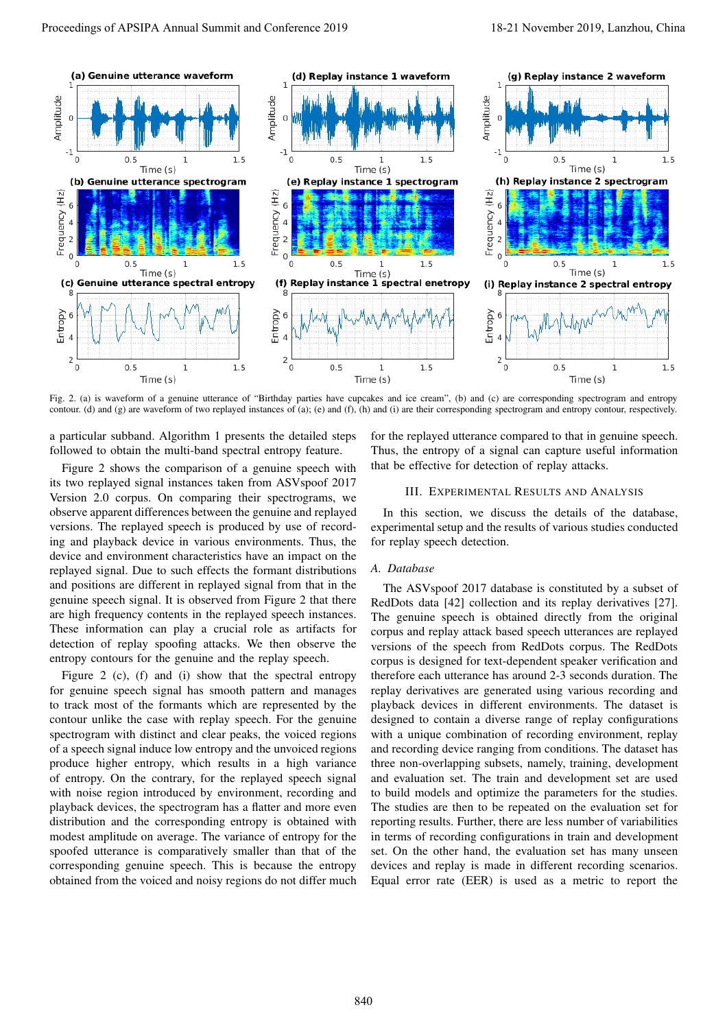Fig. 2. (a) is waveform of a genuine utterance of "Birthday parties have cupcakes and ice cream", (b) and (c) are corresponding spectrogram and entropy contour. (d) and (g) are waveform of two replayed instances of (a); (e) and (f), (h) and (i) are their corresponding spectrogram and entropy contour, respectively.

a particular subband. Algorithm 1 presents the detailed steps followed to obtain the multi-band spectral entropy feature.

Figure 2 shows the comparison of a genuine speech with its two replayed signal instances taken from ASVspoof 2017 Version 2.0 corpus. On comparing their spectrograms, we observe apparent differences between the genuine and replayed versions. The replayed speech is produced by use of recording and playback device in various environments. Thus, the device and environment characteristics have an impact on the replayed signal. Due to such effects the formant distributions and positions are different in replayed signal from that in the genuine speech signal. It is observed from Figure 2 that there are high frequency contents in the replayed speech instances. These information can play a crucial role as artifacts for detection of replay spoofing attacks. We then observe the entropy contours for the genuine and the replay speech.

Figure 2 (c), (f) and (i) show that the spectral entropy for genuine speech signal has smooth pattern and manages to track most of the formants which are represented by the contour unlike the case with replay speech. For the genuine spectrogram with distinct and clear peaks, the voiced regions of a speech signal induce low entropy and the unvoiced regions produce higher entropy, which results in a high variance of entropy. On the contrary, for the replayed speech signal with noise region introduced by environment, recording and playback devices, the spectrogram has a flatter and more even distribution and the corresponding entropy is obtained with modest amplitude on average. The variance of entropy for the spoofed utterance is comparatively smaller than that of the corresponding genuine speech. This is because the entropy obtained from the voiced and noisy regions do not differ much for the replayed utterance compared to that in genuine speech. Thus, the entropy of a signal can capture useful information that be effective for detection of replay attacks.

## III. Experimental Results and Analysis

In this section, we discuss the details of the database, experimental setup and the results of various studies conducted for replay speech detection.

### A. Database

The ASVspoof 2017 database is constituted by a subset of RedDots data [42] collection and its replay derivatives [27]. The genuine speech is obtained directly from the original corpus and replay attack based speech utterances are replayed versions of the speech from RedDots corpus. The RedDots corpus is designed for text-dependent speaker verification and therefore each utterance has around 2-3 seconds duration. The replay derivatives are generated using various recording and playback devices in different environments. The dataset is designed to contain a diverse range of replay configurations with a unique combination of recording environment, replay and recording device ranging from conditions. The dataset has three non-overlapping subsets, namely, training, development and evaluation set. The train and development set are used to build models and optimize the parameters for the studies. The studies are then to be repeated on the evaluation set for reporting results. Further, there are less number of variabilities in terms of recording configurations in train and development set. On the other hand, the evaluation set has many unseen devices and replay is made in different recording scenarios. Equal error rate (EER) is used as a metric to report the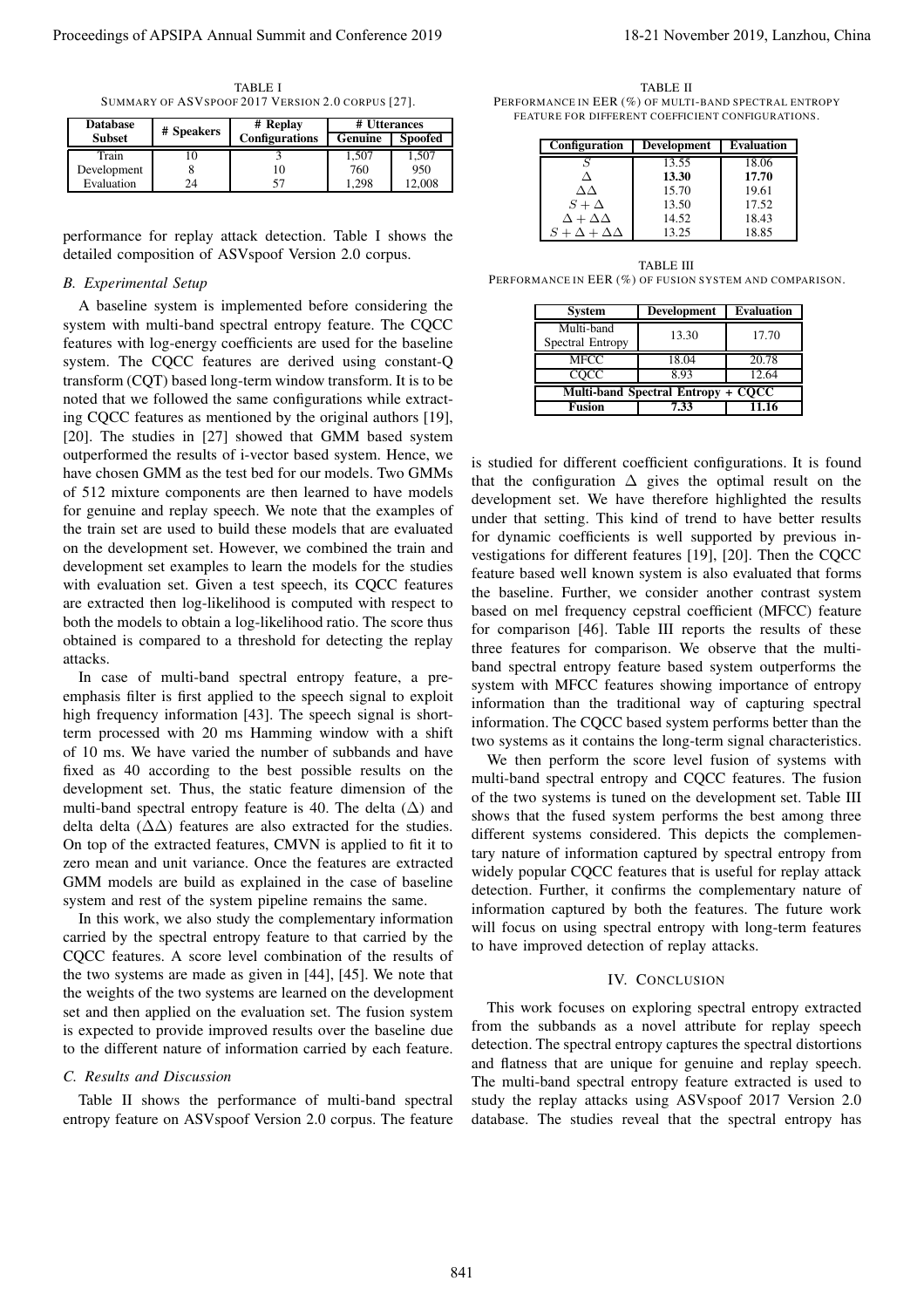TABLE I
SUMMARY OF ASVSPOOF 2017 VERSION 2.0 CORPUS [27].

| Database Subset | # Speakers | # Replay Configurations | # Utterances | |
|---|---|---|---|---|
| | | | Genuine | Spoofed |
| Train | 10 | 3 | 1,507 | 1,507 |
| Development | 8 | 10 | 760 | 950 |
| Evaluation | 24 | 57 | 1,298 | 12,008 |

performance for replay attack detection. Table I shows the detailed composition of ASVspoof Version 2.0 corpus.

### B. Experimental Setup

A baseline system is implemented before considering the system with multi-band spectral entropy feature. The CQCC features with log-energy coefficients are used for the baseline system. The CQCC features are derived using constant-Q transform (CQT) based long-term window transform. It is to be noted that we followed the same configurations while extracting CQCC features as mentioned by the original authors [19], [20]. The studies in [27] showed that GMM based system outperformed the results of i-vector based system. Hence, we have chosen GMM as the test bed for our models. Two GMMs of 512 mixture components are then learned to have models for genuine and replay speech. We note that the examples of the train set are used to build these models that are evaluated on the development set. However, we combined the train and development set examples to learn the models for the studies with evaluation set. Given a test speech, its CQCC features are extracted then log-likelihood is computed with respect to both the models to obtain a log-likelihood ratio. The score thus obtained is compared to a threshold for detecting the replay attacks.

In case of multi-band spectral entropy feature, a pre-emphasis filter is first applied to the speech signal to exploit high frequency information [43]. The speech signal is short-term processed with 20 ms Hamming window with a shift of 10 ms. We have varied the number of subbands and have fixed as 40 according to the best possible results on the development set. Thus, the static feature dimension of the multi-band spectral entropy feature is 40. The delta ($\Delta$) and delta delta ($\Delta\Delta$) features are also extracted for the studies. On top of the extracted features, CMVN is applied to fit it to zero mean and unit variance. Once the features are extracted GMM models are build as explained in the case of baseline system and rest of the system pipeline remains the same.

In this work, we also study the complementary information carried by the spectral entropy feature to that carried by the CQCC features. A score level combination of the results of the two systems are made as given in [44], [45]. We note that the weights of the two systems are learned on the development set and then applied on the evaluation set. The fusion system is expected to provide improved results over the baseline due to the different nature of information carried by each feature.

### C. Results and Discussion

Table II shows the performance of multi-band spectral entropy feature on ASVspoof Version 2.0 corpus. The feature is studied for different coefficient configurations. It is found that the configuration $\Delta$ gives the optimal result on the development set. We have therefore highlighted the results under that setting. This kind of trend to have better results for dynamic coefficients is well supported by previous investigations for different features [19], [20]. Then the CQCC feature based well known system is also evaluated that forms the baseline. Further, we consider another contrast system based on mel frequency cepstral coefficient (MFCC) feature for comparison [46]. Table III reports the results of these three features for comparison. We observe that the multi-band spectral entropy feature based system outperforms the system with MFCC features showing importance of entropy information than the traditional way of capturing spectral information. The CQCC based system performs better than the two systems as it contains the long-term signal characteristics.

TABLE II
PERFORMANCE IN EER (%) OF MULTI-BAND SPECTRAL ENTROPY FEATURE FOR DIFFERENT COEFFICIENT CONFIGURATIONS.

| Configuration | Development | Evaluation |
|---|---|---|
| $S$ | 13.55 | 18.06 |
| $\Delta$ | **13.30** | **17.70** |
| $\Delta\Delta$ | 15.70 | 19.61 |
| $S+\Delta$ | 13.50 | 17.52 |
| $\Delta+\Delta\Delta$ | 14.52 | 18.43 |
| $S+\Delta+\Delta\Delta$ | 13.25 | 18.85 |

TABLE III
PERFORMANCE IN EER (%) OF FUSION SYSTEM AND COMPARISON.

| System | Development | Evaluation |
|---|---|---|
| Multi-band Spectral Entropy | 13.30 | 17.70 |
| MFCC | 18.04 | 20.78 |
| CQCC | 8.93 | 12.64 |
| **Multi-band Spectral Entropy + CQCC** | | |
| **Fusion** | **7.33** | **11.16** |

We then perform the score level fusion of systems with multi-band spectral entropy and CQCC features. The fusion of the two systems is tuned on the development set. Table III shows that the fused system performs the best among three different systems considered. This depicts the complementary nature of information captured by spectral entropy from widely popular CQCC features that is useful for replay attack detection. Further, it confirms the complementary nature of information captured by both the features. The future work will focus on using spectral entropy with long-term features to have improved detection of replay attacks.

## IV. CONCLUSION

This work focuses on exploring spectral entropy extracted from the subbands as a novel attribute for replay speech detection. The spectral entropy captures the spectral distortions and flatness that are unique for genuine and replay speech. The multi-band spectral entropy feature extracted is used to study the replay attacks using ASVspoof 2017 Version 2.0 database. The studies reveal that the spectral entropy has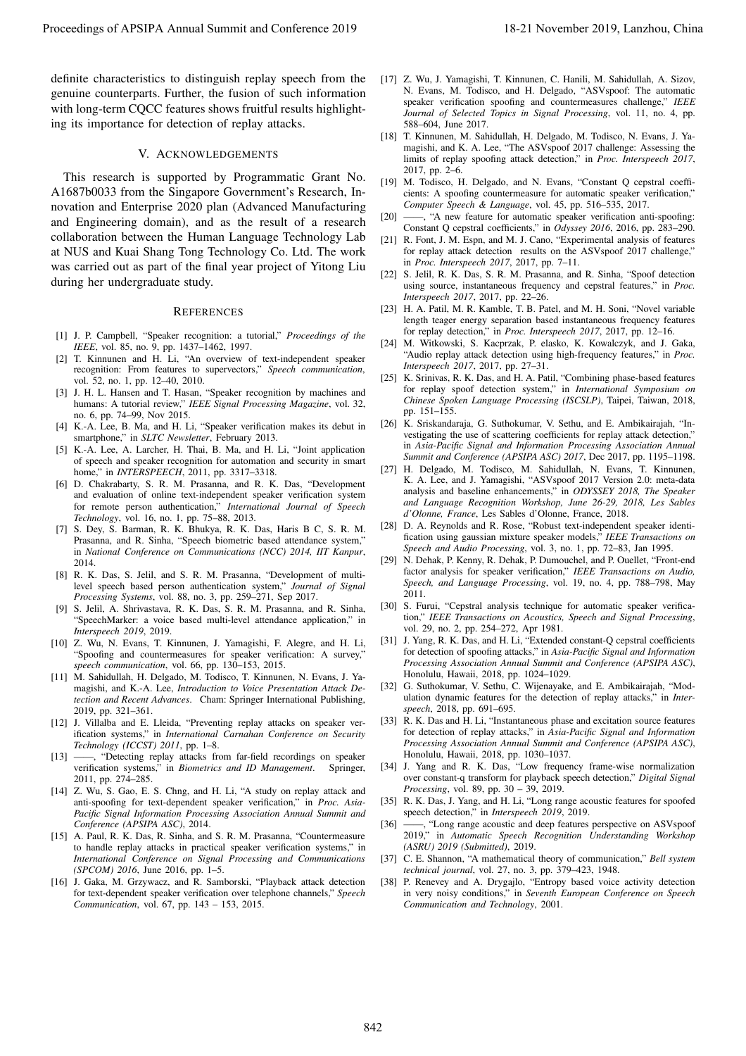definite characteristics to distinguish replay speech from the genuine counterparts. Further, the fusion of such information with long-term CQCC features shows fruitful results highlighting its importance for detection of replay attacks.

## V. Acknowledgements

This research is supported by Programmatic Grant No. A1687b0033 from the Singapore Government's Research, Innovation and Enterprise 2020 plan (Advanced Manufacturing and Engineering domain), and as the result of a research collaboration between the Human Language Technology Lab at NUS and Kuai Shang Tong Technology Co. Ltd. The work was carried out as part of the final year project of Yitong Liu during her undergraduate study.

## References

[1] J. P. Campbell, "Speaker recognition: a tutorial," *Proceedings of the IEEE*, vol. 85, no. 9, pp. 1437–1462, 1997.

[2] T. Kinnunen and H. Li, "An overview of text-independent speaker recognition: From features to supervectors," *Speech communication*, vol. 52, no. 1, pp. 12–40, 2010.

[3] J. H. L. Hansen and T. Hasan, "Speaker recognition by machines and humans: A tutorial review," *IEEE Signal Processing Magazine*, vol. 32, no. 6, pp. 74–99, Nov 2015.

[4] K.-A. Lee, B. Ma, and H. Li, "Speaker verification makes its debut in smartphone," in *SLTC Newsletter*, February 2013.

[5] K.-A. Lee, A. Larcher, H. Thai, B. Ma, and H. Li, "Joint application of speech and speaker recognition for automation and security in smart home," in *INTERSPEECH*, 2011, pp. 3317–3318.

[6] D. Chakrabarty, S. R. M. Prasanna, and R. K. Das, "Development and evaluation of online text-independent speaker verification system for remote person authentication," *International Journal of Speech Technology*, vol. 16, no. 1, pp. 75–88, 2013.

[7] S. Dey, S. Barman, R. K. Bhukya, R. K. Das, Haris B C, S. R. M. Prasanna, and R. Sinha, "Speech biometric based attendance system," in *National Conference on Communications (NCC) 2014, IIT Kanpur*, 2014.

[8] R. K. Das, S. Jelil, and S. R. M. Prasanna, "Development of multi-level speech based person authentication system," *Journal of Signal Processing Systems*, vol. 88, no. 3, pp. 259–271, Sep 2017.

[9] S. Jelil, A. Shrivastava, R. K. Das, S. R. M. Prasanna, and R. Sinha, "SpeechMarker: a voice based multi-level attendance application," in *Interspeech 2019*, 2019.

[10] Z. Wu, N. Evans, T. Kinnunen, J. Yamagishi, F. Alegre, and H. Li, "Spoofing and countermeasures for speaker verification: A survey," *speech communication*, vol. 66, pp. 130–153, 2015.

[11] M. Sahidullah, H. Delgado, M. Todisco, T. Kinnunen, N. Evans, J. Yamagishi, and K.-A. Lee, *Introduction to Voice Presentation Attack Detection and Recent Advances*. Cham: Springer International Publishing, 2019, pp. 321–361.

[12] J. Villalba and E. Lleida, "Preventing replay attacks on speaker verification systems," in *International Carnahan Conference on Security Technology (ICCST) 2011*, pp. 1–8.

[13] ——, "Detecting replay attacks from far-field recordings on speaker verification systems," in *Biometrics and ID Management*. Springer, 2011, pp. 274–285.

[14] Z. Wu, S. Gao, E. S. Chng, and H. Li, "A study on replay attack and anti-spoofing for text-dependent speaker verification," in *Proc. Asia-Pacific Signal Information Processing Association Annual Summit and Conference (APSIPA ASC)*, 2014.

[15] A. Paul, R. K. Das, R. Sinha, and S. R. M. Prasanna, "Countermeasure to handle replay attacks in practical speaker verification systems," in *International Conference on Signal Processing and Communications (SPCOM) 2016*, June 2016, pp. 1–5.

[16] J. Gaka, M. Grzywacz, and R. Samborski, "Playback attack detection for text-dependent speaker verification over telephone channels," *Speech Communication*, vol. 67, pp. 143 – 153, 2015.

[17] Z. Wu, J. Yamagishi, T. Kinnunen, C. Hanili, M. Sahidullah, A. Sizov, N. Evans, M. Todisco, and H. Delgado, "ASVspoof: The automatic speaker verification spoofing and countermeasures challenge," *IEEE Journal of Selected Topics in Signal Processing*, vol. 11, no. 4, pp. 588–604, June 2017.

[18] T. Kinnunen, M. Sahidullah, H. Delgado, M. Todisco, N. Evans, J. Yamagishi, and K. A. Lee, "The ASVspoof 2017 challenge: Assessing the limits of replay spoofing attack detection," in *Proc. Interspeech 2017*, 2017, pp. 2–6.

[19] M. Todisco, H. Delgado, and N. Evans, "Constant Q cepstral coefficients: A spoofing countermeasure for automatic speaker verification," *Computer Speech & Language*, vol. 45, pp. 516–535, 2017.

[20] ——, "A new feature for automatic speaker verification anti-spoofing: Constant Q cepstral coefficients," in *Odyssey 2016*, 2016, pp. 283–290.

[21] R. Font, J. M. Espn, and M. J. Cano, "Experimental analysis of features for replay attack detection results on the ASVspoof 2017 challenge," in *Proc. Interspeech 2017*, 2017, pp. 7–11.

[22] S. Jelil, R. K. Das, S. R. M. Prasanna, and R. Sinha, "Spoof detection using source, instantaneous frequency and cepstral features," in *Proc. Interspeech 2017*, 2017, pp. 22–26.

[23] H. A. Patil, M. R. Kamble, T. B. Patel, and M. H. Soni, "Novel variable length teager energy separation based instantaneous frequency features for replay detection," in *Proc. Interspeech 2017*, 2017, pp. 12–16.

[24] M. Witkowski, S. Kacprzak, P. elasko, K. Kowalczyk, and J. Gaka, "Audio replay attack detection using high-frequency features," in *Proc. Interspeech 2017*, 2017, pp. 27–31.

[25] K. Srinivas, R. K. Das, and H. A. Patil, "Combining phase-based features for replay spoof detection system," in *International Symposium on Chinese Spoken Language Processing (ISCSLP)*, Taipei, Taiwan, 2018, pp. 151–155.

[26] K. Sriskandaraja, G. Suthokumar, V. Sethu, and E. Ambikairajah, "Investigating the use of scattering coefficients for replay attack detection," in *Asia-Pacific Signal and Information Processing Association Annual Summit and Conference (APSIPA ASC) 2017*, Dec 2017, pp. 1195–1198.

[27] H. Delgado, M. Todisco, M. Sahidullah, N. Evans, T. Kinnunen, K. A. Lee, and J. Yamagishi, "ASVspoof 2017 Version 2.0: meta-data analysis and baseline enhancements," in *ODYSSEY 2018, The Speaker and Language Recognition Workshop, June 26-29, 2018, Les Sables d'Olonne, France*, Les Sables d'Olonne, France, 2018.

[28] D. A. Reynolds and R. Rose, "Robust text-independent speaker identification using gaussian mixture speaker models," *IEEE Transactions on Speech and Audio Processing*, vol. 3, no. 1, pp. 72–83, Jan 1995.

[29] N. Dehak, P. Kenny, R. Dehak, P. Dumouchel, and P. Ouellet, "Front-end factor analysis for speaker verification," *IEEE Transactions on Audio, Speech, and Language Processing*, vol. 19, no. 4, pp. 788–798, May 2011.

[30] S. Furui, "Cepstral analysis technique for automatic speaker verification," *IEEE Transactions on Acoustics, Speech and Signal Processing*, vol. 29, no. 2, pp. 254–272, Apr 1981.

[31] J. Yang, R. K. Das, and H. Li, "Extended constant-Q cepstral coefficients for detection of spoofing attacks," in *Asia-Pacific Signal and Information Processing Association Annual Summit and Conference (APSIPA ASC)*, Honolulu, Hawaii, 2018, pp. 1024–1029.

[32] G. Suthokumar, V. Sethu, C. Wijenayake, and E. Ambikairajah, "Modulation dynamic features for the detection of replay attacks," in *Interspeech*, 2018, pp. 691–695.

[33] R. K. Das and H. Li, "Instantaneous phase and excitation source features for detection of replay attacks," in *Asia-Pacific Signal and Information Processing Association Annual Summit and Conference (APSIPA ASC)*, Honolulu, Hawaii, 2018, pp. 1030–1037.

[34] J. Yang and R. K. Das, "Low frequency frame-wise normalization over constant-q transform for playback speech detection," *Digital Signal Processing*, vol. 89, pp. 30 – 39, 2019.

[35] R. K. Das, J. Yang, and H. Li, "Long range acoustic features for spoofed speech detection," in *Interspeech 2019*, 2019.

[36] ——, "Long range acoustic and deep features perspective on ASVspoof 2019," in *Automatic Speech Recognition Understanding Workshop (ASRU) 2019 (Submitted)*, 2019.

[37] C. E. Shannon, "A mathematical theory of communication," *Bell system technical journal*, vol. 27, no. 3, pp. 379–423, 1948.

[38] P. Renevey and A. Drygajlo, "Entropy based voice activity detection in very noisy conditions," in *Seventh European Conference on Speech Communication and Technology*, 2001.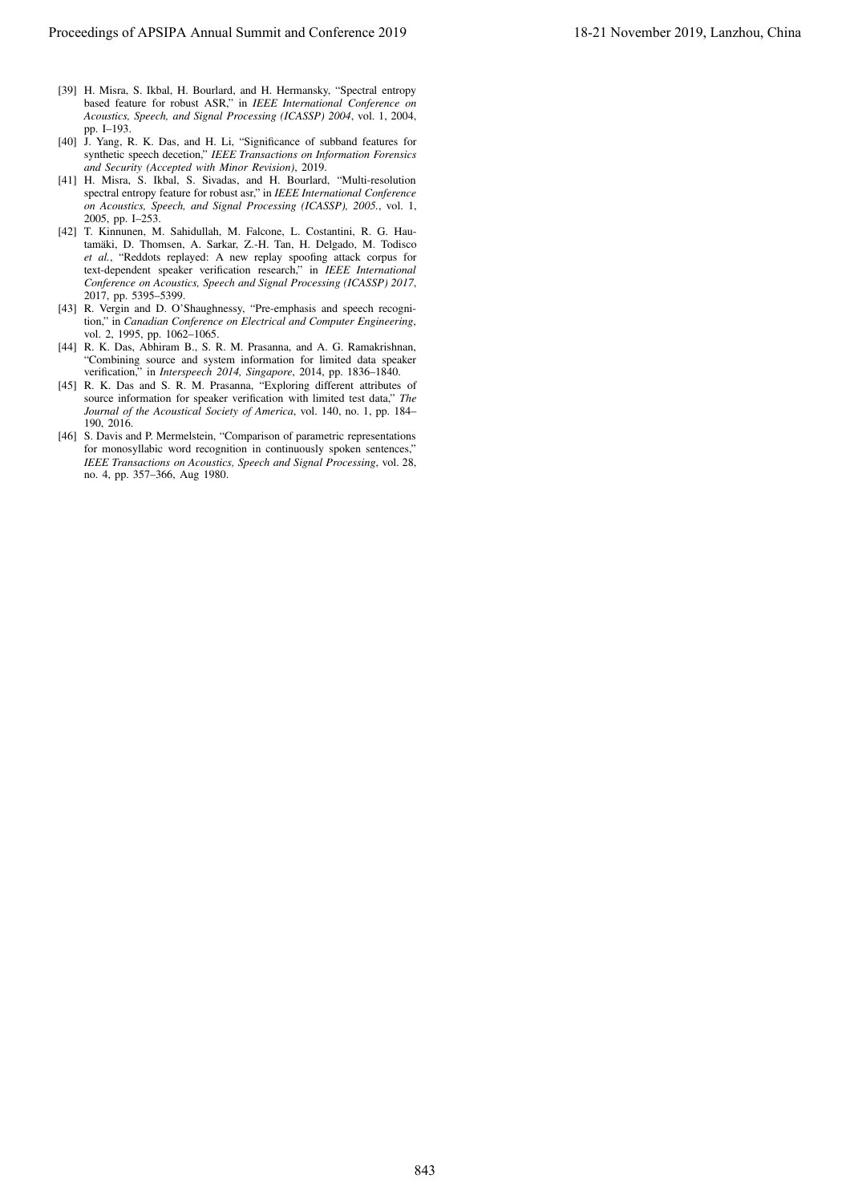[39] H. Misra, S. Ikbal, H. Bourlard, and H. Hermansky, "Spectral entropy based feature for robust ASR," in *IEEE International Conference on Acoustics, Speech, and Signal Processing (ICASSP) 2004*, vol. 1, 2004, pp. I–193.

[40] J. Yang, R. K. Das, and H. Li, "Significance of subband features for synthetic speech decetion," *IEEE Transactions on Information Forensics and Security (Accepted with Minor Revision)*, 2019.

[41] H. Misra, S. Ikbal, S. Sivadas, and H. Bourlard, "Multi-resolution spectral entropy feature for robust asr," in *IEEE International Conference on Acoustics, Speech, and Signal Processing (ICASSP), 2005.*, vol. 1, 2005, pp. I–253.

[42] T. Kinnunen, M. Sahidullah, M. Falcone, L. Costantini, R. G. Hautamäki, D. Thomsen, A. Sarkar, Z.-H. Tan, H. Delgado, M. Todisco *et al.*, "Reddots replayed: A new replay spoofing attack corpus for text-dependent speaker verification research," in *IEEE International Conference on Acoustics, Speech and Signal Processing (ICASSP) 2017*, 2017, pp. 5395–5399.

[43] R. Vergin and D. O'Shaughnessy, "Pre-emphasis and speech recognition," in *Canadian Conference on Electrical and Computer Engineering*, vol. 2, 1995, pp. 1062–1065.

[44] R. K. Das, Abhiram B., S. R. M. Prasanna, and A. G. Ramakrishnan, "Combining source and system information for limited data speaker verification," in *Interspeech 2014, Singapore*, 2014, pp. 1836–1840.

[45] R. K. Das and S. R. M. Prasanna, "Exploring different attributes of source information for speaker verification with limited test data," *The Journal of the Acoustical Society of America*, vol. 140, no. 1, pp. 184–190, 2016.

[46] S. Davis and P. Mermelstein, "Comparison of parametric representations for monosyllabic word recognition in continuously spoken sentences," *IEEE Transactions on Acoustics, Speech and Signal Processing*, vol. 28, no. 4, pp. 357–366, Aug 1980.